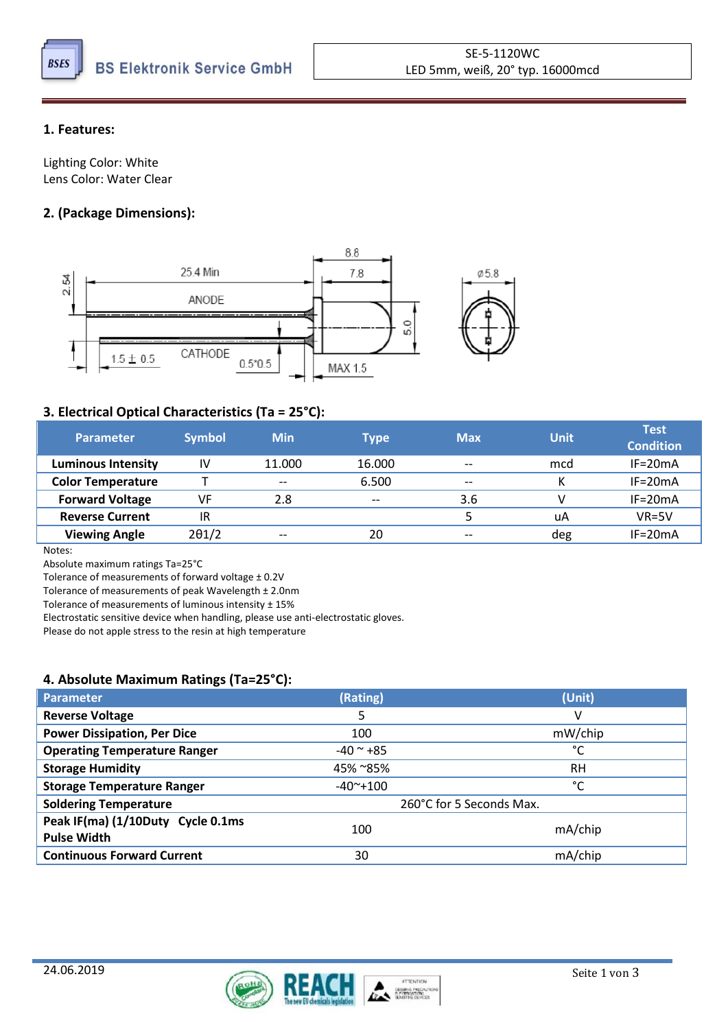BS Elektronik Service GmbH

SE-5-1120WC
LED 5mm, weiß, 20° typ. 16000mcd

## 1. Features:

Lighting Color: White
Lens Color: Water Clear

## 2. (Package Dimensions):

## 3. Electrical Optical Characteristics (Ta = 25°C):

| Parameter | Symbol | Min | Type | Max | Unit | Test Condition |
|---|---|---|---|---|---|---|
| **Luminous Intensity** | IV | 11.000 | 16.000 | -- | mcd | IF=20mA |
| **Color Temperature** | T | -- | 6.500 | -- | K | IF=20mA |
| **Forward Voltage** | VF | 2.8 | -- | 3.6 | V | IF=20mA |
| **Reverse Current** | IR | | | 5 | uA | VR=5V |
| **Viewing Angle** | 2θ1/2 | -- | 20 | -- | deg | IF=20mA |

Notes:
Absolute maximum ratings Ta=25°C
Tolerance of measurements of forward voltage ± 0.2V
Tolerance of measurements of peak Wavelength ± 2.0nm
Tolerance of measurements of luminous intensity ± 15%
Electrostatic sensitive device when handling, please use anti-electrostatic gloves.
Please do not apple stress to the resin at high temperature

## 4. Absolute Maximum Ratings (Ta=25°C):

| Parameter | (Rating) | (Unit) |
|---|---|---|
| **Reverse Voltage** | 5 | V |
| **Power Dissipation, Per Dice** | 100 | mW/chip |
| **Operating Temperature Ranger** | -40 ~ +85 | °C |
| **Storage Humidity** | 45% ~85% | RH |
| **Storage Temperature Ranger** | -40~+100 | °C |
| **Soldering Temperature** | 260°C for 5 Seconds Max. | |
| **Peak IF(ma) (1/10Duty Cycle 0.1ms Pulse Width** | 100 | mA/chip |
| **Continuous Forward Current** | 30 | mA/chip |

24.06.2019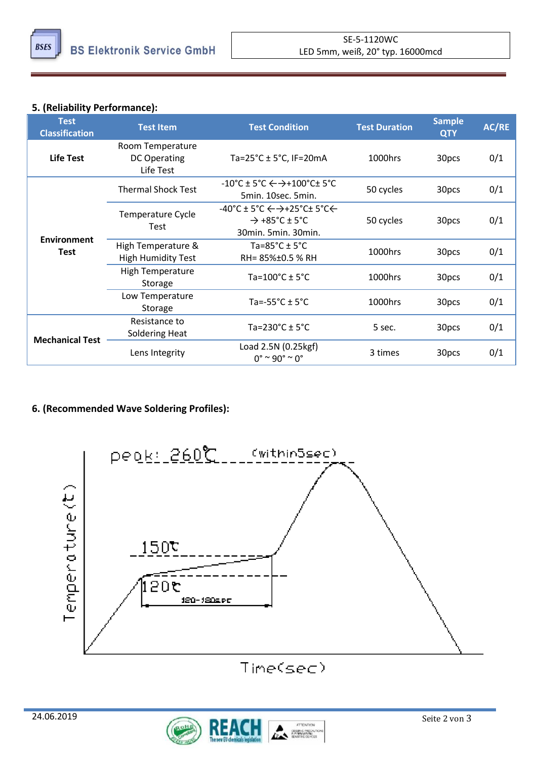## 5. (Reliability Performance):

| Test Classification | Test Item | Test Condition | Test Duration | Sample QTY | AC/RE |
|---|---|---|---|---|---|
| **Life Test** | Room Temperature DC Operating Life Test | Ta=25°C ± 5°C, IF=20mA | 1000hrs | 30pcs | 0/1 |
| **Environment Test** | Thermal Shock Test | -10°C ± 5°C ←→+100°C± 5°C 5min. 10sec. 5min. | 50 cycles | 30pcs | 0/1 |
| | Temperature Cycle Test | -40°C ± 5°C ←→+25°C± 5°C← → +85°C ± 5°C 30min. 5min. 30min. | 50 cycles | 30pcs | 0/1 |
| | High Temperature & High Humidity Test | Ta=85°C ± 5°C RH= 85%±0.5 % RH | 1000hrs | 30pcs | 0/1 |
| | High Temperature Storage | Ta=100°C ± 5°C | 1000hrs | 30pcs | 0/1 |
| | Low Temperature Storage | Ta=-55°C ± 5°C | 1000hrs | 30pcs | 0/1 |
| **Mechanical Test** | Resistance to Soldering Heat | Ta=230°C ± 5°C | 5 sec. | 30pcs | 0/1 |
| | Lens Integrity | Load 2.5N (0.25kgf) 0° ~ 90° ~ 0° | 3 times | 30pcs | 0/1 |

## 6. (Recommended Wave Soldering Profiles):

peak: 260℃ (within5sec)

150℃

120℃

120-180sec

Temperature(℃)

Time(sec)

24.06.2019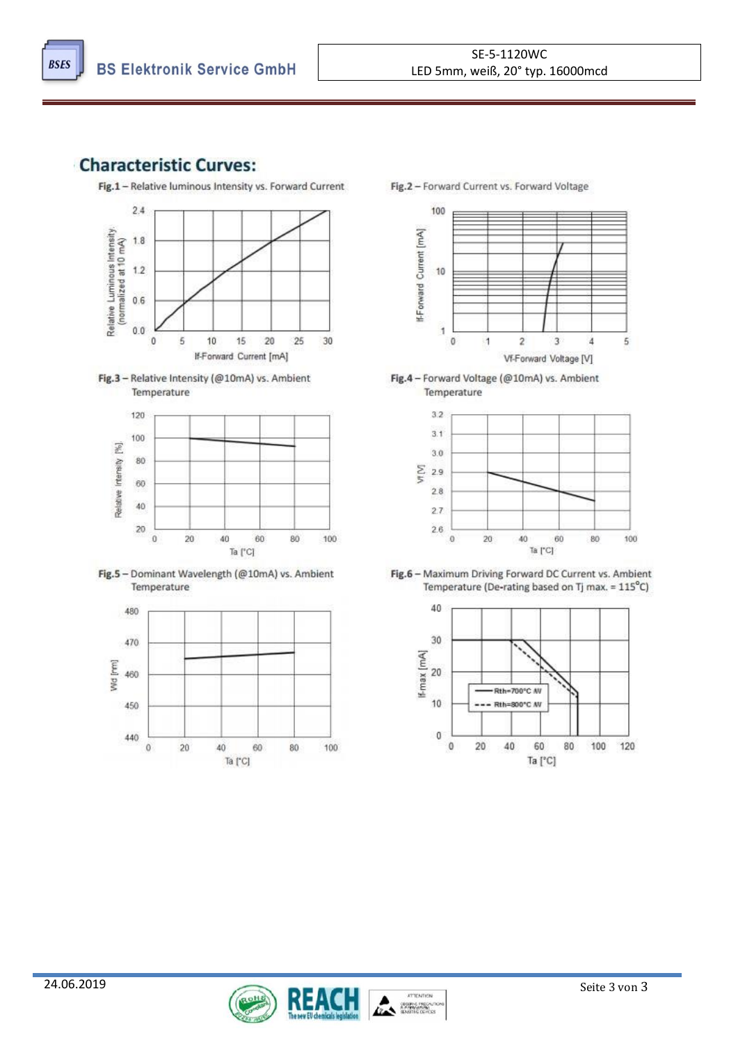## Characteristic Curves:

**Fig.1** – Relative luminous Intensity vs. Forward Current

Relative Luminous Intensity (normalized at 10 mA)

2.4
1.8
1.2
0.6
0.0

0 5 10 15 20 25 30

If-Forward Current [mA]

**Fig.2** – Forward Current vs. Forward Voltage

If-Forward Current [mA]

100
10
1

0 1 2 3 4 5

Vf-Forward Voltage [V]

**Fig.3** – Relative Intensity (@10mA) vs. Ambient Temperature

Relative Intensity [%]

120
100
80
60
40
20

0 20 40 60 80 100

Ta [°C]

**Fig.4** – Forward Voltage (@10mA) vs. Ambient Temperature

Vf [V]

3.2
3.1
3.0
2.9
2.8
2.7
2.6

0 20 40 60 80 100

Ta [°C]

**Fig.5** – Dominant Wavelength (@10mA) vs. Ambient Temperature

Wd [nm]

480
470
460
450
440

0 20 40 60 80 100

Ta [°C]

**Fig.6** – Maximum Driving Forward DC Current vs. Ambient Temperature (De-rating based on Tj max. = 115°C)

If-max [mA]

40
30
20
10
0

0 20 40 60 80 100 120

Ta [°C]

Rth=700°C /W
Rth=800°C /W

24.06.2019